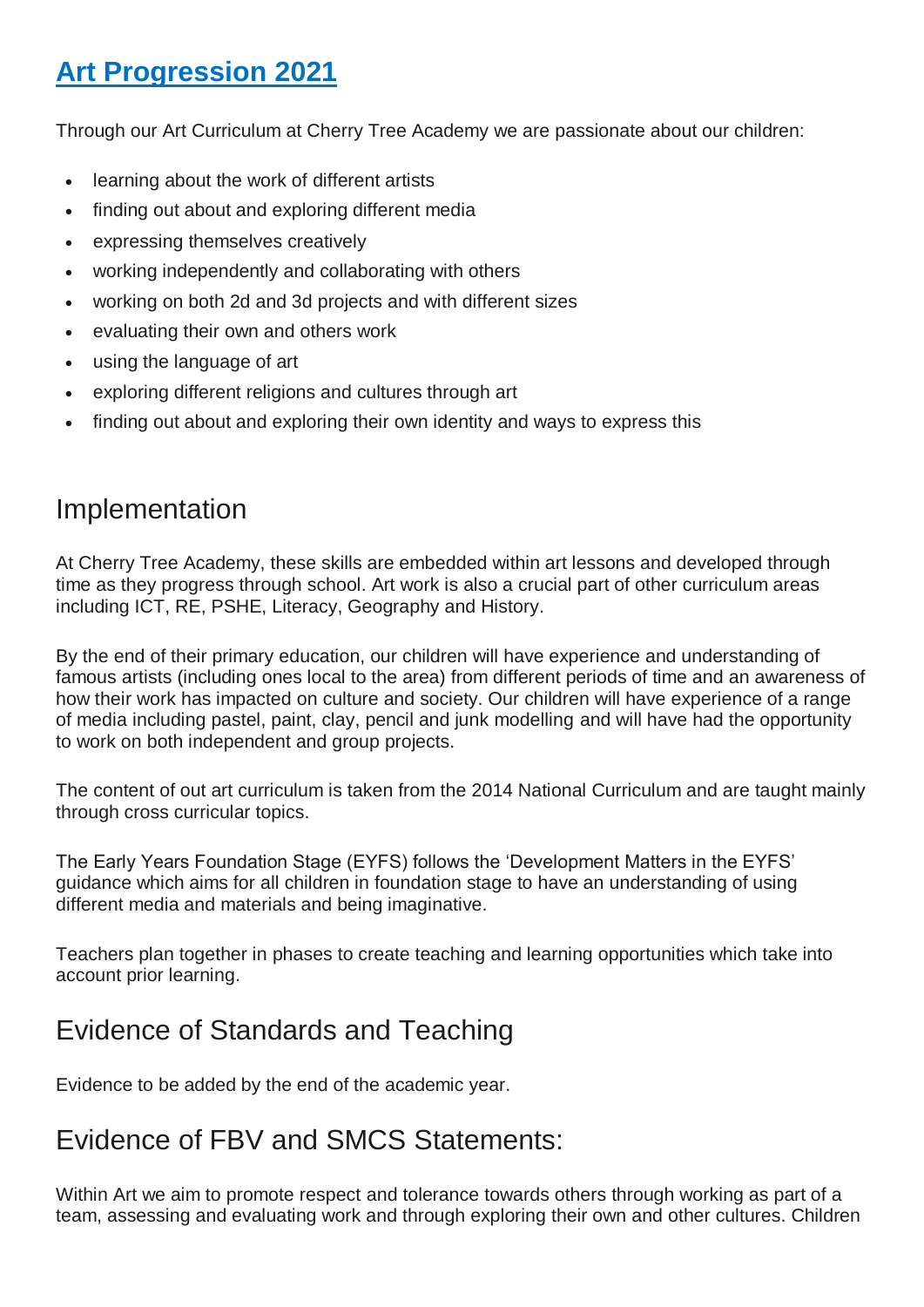# Art Progression 2021

Through our Art Curriculum at Cherry Tree Academy we are passionate about our children:

- learning about the work of different artists
- finding out about and exploring different media
- expressing themselves creatively
- working independently and collaborating with others
- working on both 2d and 3d projects and with different sizes
- evaluating their own and others work
- using the language of art
- exploring different religions and cultures through art
- finding out about and exploring their own identity and ways to express this

## Implementation

At Cherry Tree Academy, these skills are embedded within art lessons and developed through time as they progress through school. Art work is also a crucial part of other curriculum areas including ICT, RE, PSHE, Literacy, Geography and History.

By the end of their primary education, our children will have experience and understanding of famous artists (including ones local to the area) from different periods of time and an awareness of how their work has impacted on culture and society. Our children will have experience of a range of media including pastel, paint, clay, pencil and junk modelling and will have had the opportunity to work on both independent and group projects.

The content of out art curriculum is taken from the 2014 National Curriculum and are taught mainly through cross curricular topics.

The Early Years Foundation Stage (EYFS) follows the 'Development Matters in the EYFS' guidance which aims for all children in foundation stage to have an understanding of using different media and materials and being imaginative.

Teachers plan together in phases to create teaching and learning opportunities which take into account prior learning.

## Evidence of Standards and Teaching

Evidence to be added by the end of the academic year.

## Evidence of FBV and SMCS Statements:

Within Art we aim to promote respect and tolerance towards others through working as part of a team, assessing and evaluating work and through exploring their own and other cultures. Children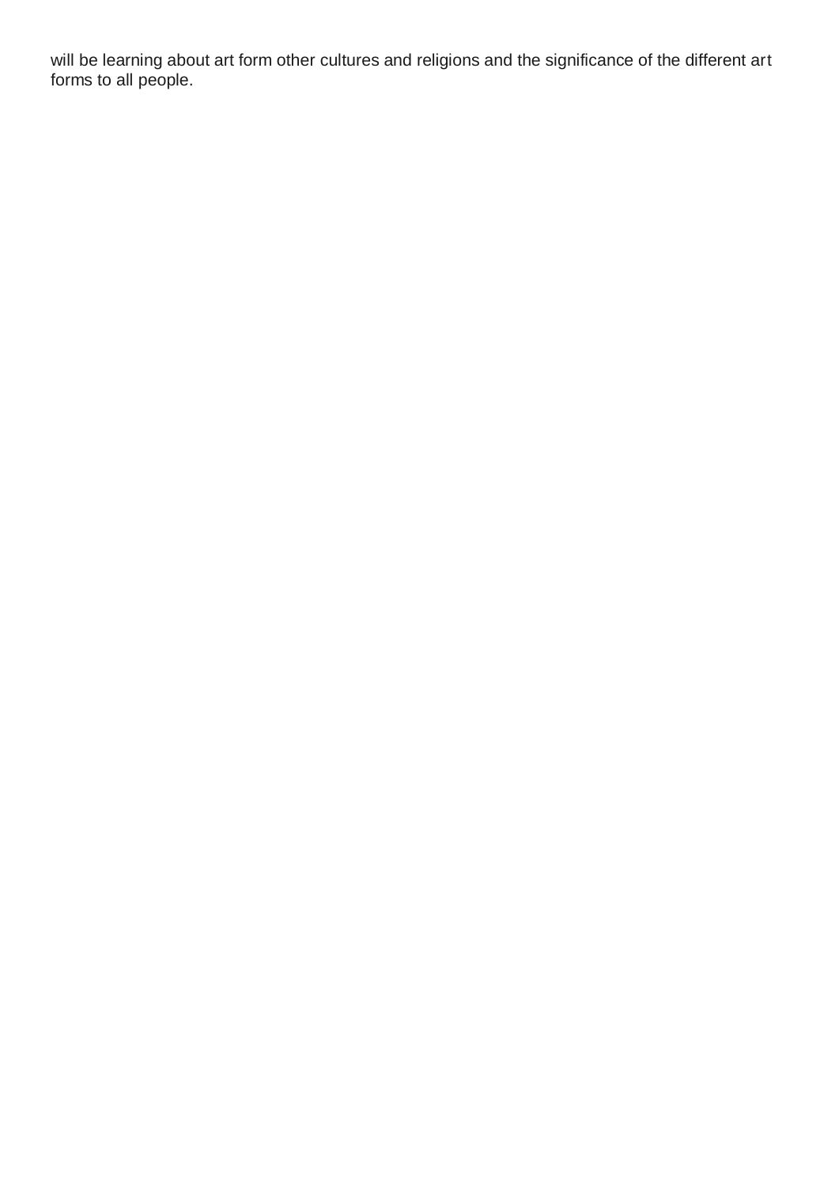will be learning about art form other cultures and religions and the significance of the different art forms to all people.